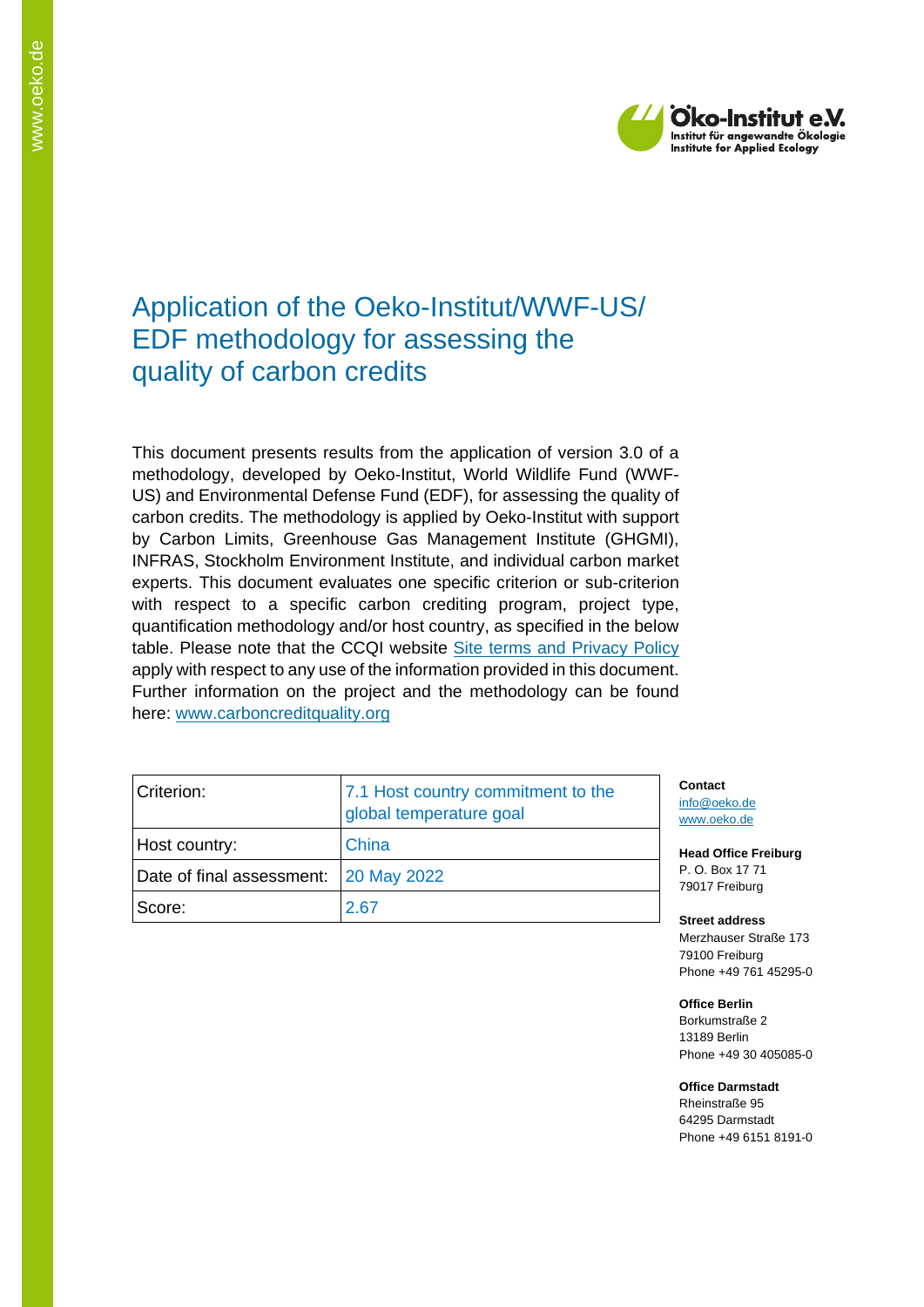# Application of the Oeko-Institut/WWF-US/ EDF methodology for assessing the quality of carbon credits

This document presents results from the application of version 3.0 of a methodology, developed by Oeko-Institut, World Wildlife Fund (WWF-US) and Environmental Defense Fund (EDF), for assessing the quality of carbon credits. The methodology is applied by Oeko-Institut with support by Carbon Limits, Greenhouse Gas Management Institute (GHGMI), INFRAS, Stockholm Environment Institute, and individual carbon market experts. This document evaluates one specific criterion or sub-criterion with respect to a specific carbon crediting program, project type, quantification methodology and/or host country, as specified in the below table. Please note that the CCQI website Site terms and Privacy Policy apply with respect to any use of the information provided in this document. Further information on the project and the methodology can be found here: www.carboncreditquality.org

| Criterion: | 7.1 Host country commitment to the global temperature goal |
|---|---|
| Host country: | China |
| Date of final assessment: | 20 May 2022 |
| Score: | 2.67 |

**Contact**
info@oeko.de
www.oeko.de

**Head Office Freiburg**
P. O. Box 17 71
79017 Freiburg

**Street address**
Merzhauser Straße 173
79100 Freiburg
Phone +49 761 45295-0

**Office Berlin**
Borkumstraße 2
13189 Berlin
Phone +49 30 405085-0

**Office Darmstadt**
Rheinstraße 95
64295 Darmstadt
Phone +49 6151 8191-0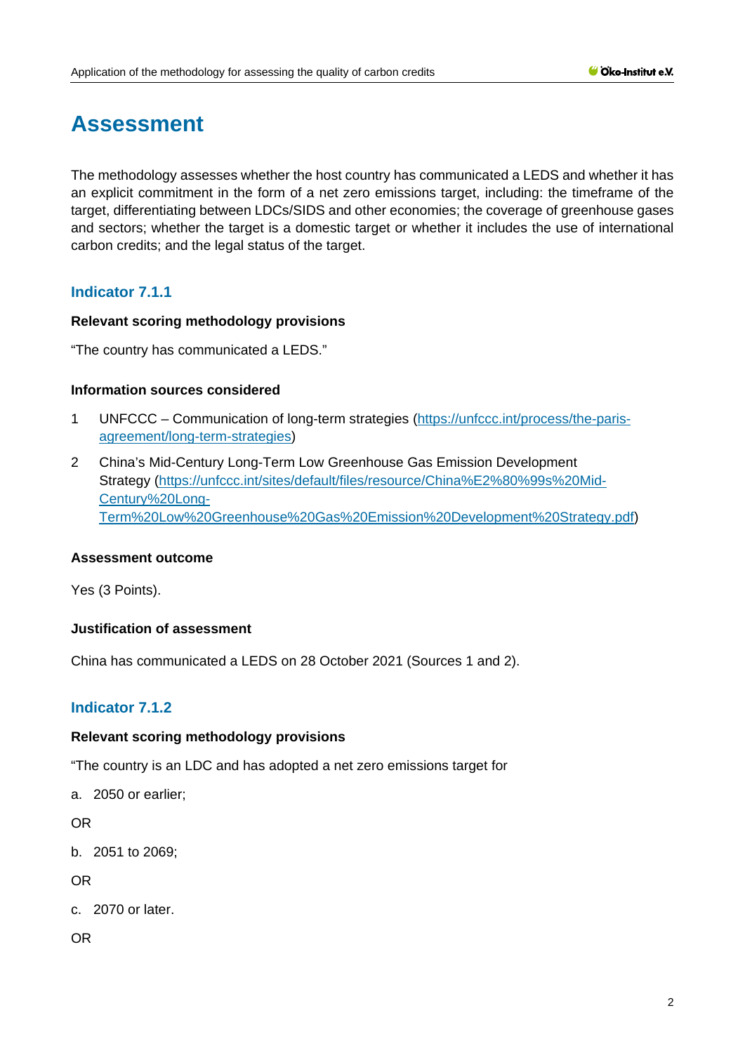# Assessment

The methodology assesses whether the host country has communicated a LEDS and whether it has an explicit commitment in the form of a net zero emissions target, including: the timeframe of the target, differentiating between LDCs/SIDS and other economies; the coverage of greenhouse gases and sectors; whether the target is a domestic target or whether it includes the use of international carbon credits; and the legal status of the target.

## Indicator 7.1.1

**Relevant scoring methodology provisions**

"The country has communicated a LEDS."

**Information sources considered**

1. UNFCCC – Communication of long-term strategies (https://unfccc.int/process/the-paris-agreement/long-term-strategies)
2. China's Mid-Century Long-Term Low Greenhouse Gas Emission Development Strategy (https://unfccc.int/sites/default/files/resource/China%E2%80%99s%20Mid-Century%20Long-Term%20Low%20Greenhouse%20Gas%20Emission%20Development%20Strategy.pdf)

**Assessment outcome**

Yes (3 Points).

**Justification of assessment**

China has communicated a LEDS on 28 October 2021 (Sources 1 and 2).

## Indicator 7.1.2

**Relevant scoring methodology provisions**

"The country is an LDC and has adopted a net zero emissions target for

a. 2050 or earlier;

OR

b. 2051 to 2069;

OR

c. 2070 or later.

OR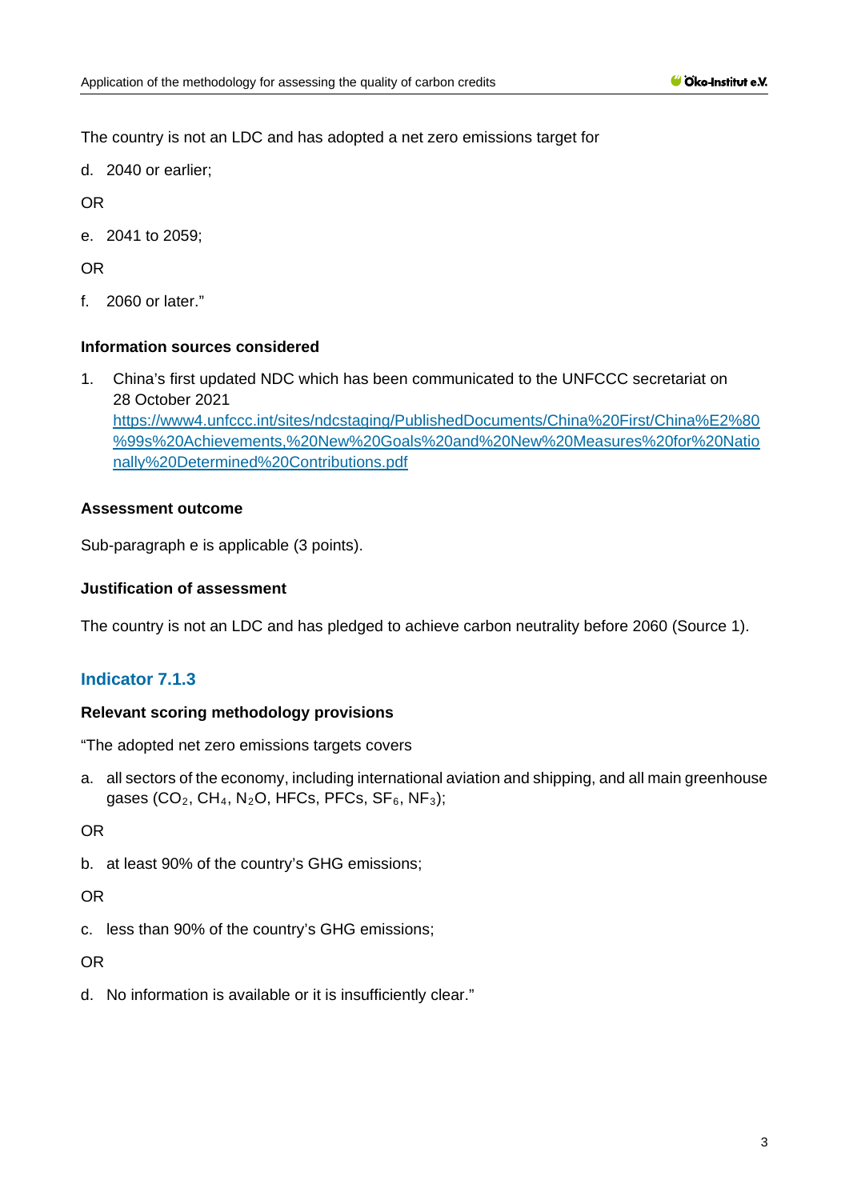The country is not an LDC and has adopted a net zero emissions target for

d. 2040 or earlier;

OR

e. 2041 to 2059;

OR

f. 2060 or later."

**Information sources considered**

1. China's first updated NDC which has been communicated to the UNFCCC secretariat on 28 October 2021 [https://www4.unfccc.int/sites/ndcstaging/PublishedDocuments/China%20First/China%E2%80%99s%20Achievements,%20New%20Goals%20and%20New%20Measures%20for%20Nationally%20Determined%20Contributions.pdf](https://www4.unfccc.int/sites/ndcstaging/PublishedDocuments/China%20First/China%E2%80%99s%20Achievements,%20New%20Goals%20and%20New%20Measures%20for%20Nationally%20Determined%20Contributions.pdf)

**Assessment outcome**

Sub-paragraph e is applicable (3 points).

**Justification of assessment**

The country is not an LDC and has pledged to achieve carbon neutrality before 2060 (Source 1).

## Indicator 7.1.3

**Relevant scoring methodology provisions**

"The adopted net zero emissions targets covers

a. all sectors of the economy, including international aviation and shipping, and all main greenhouse gases ($CO_2$, $CH_4$, $N_2O$, HFCs, PFCs, $SF_6$, $NF_3$);

OR

b. at least 90% of the country's GHG emissions;

OR

c. less than 90% of the country's GHG emissions;

OR

d. No information is available or it is insufficiently clear."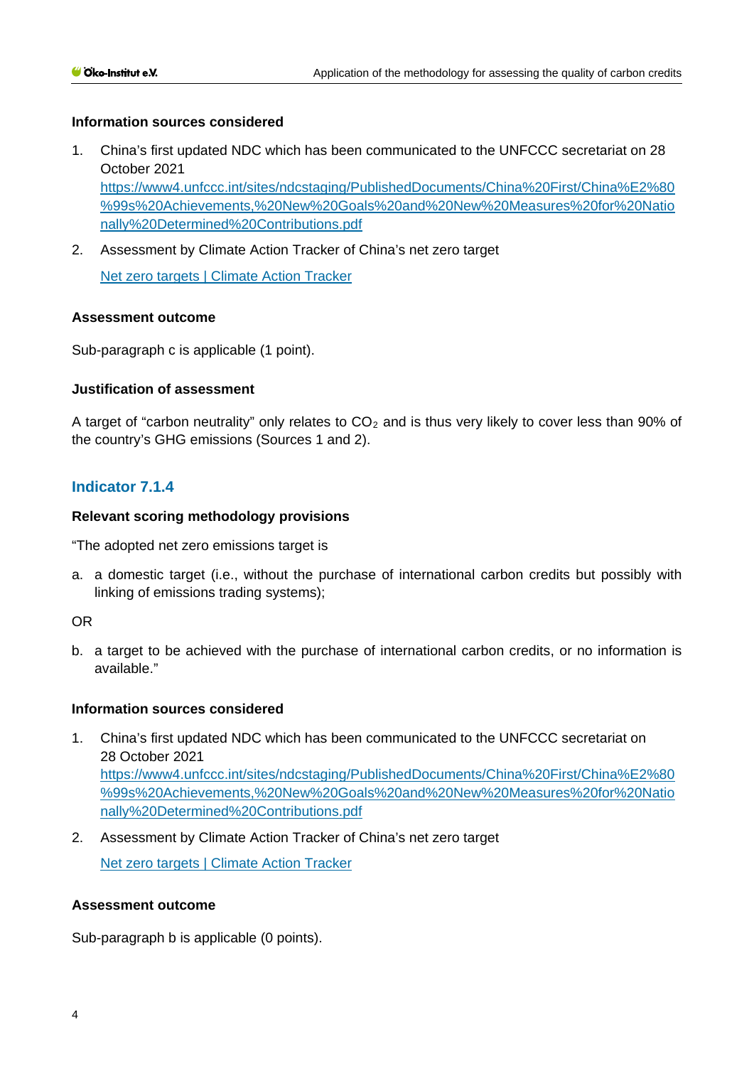**Information sources considered**

1. China's first updated NDC which has been communicated to the UNFCCC secretariat on 28 October 2021
   https://www4.unfccc.int/sites/ndcstaging/PublishedDocuments/China%20First/China%E2%80%99s%20Achievements,%20New%20Goals%20and%20New%20Measures%20for%20Nationally%20Determined%20Contributions.pdf
2. Assessment by Climate Action Tracker of China's net zero target

   Net zero targets | Climate Action Tracker

**Assessment outcome**

Sub-paragraph c is applicable (1 point).

**Justification of assessment**

A target of "carbon neutrality" only relates to $CO_2$ and is thus very likely to cover less than 90% of the country's GHG emissions (Sources 1 and 2).

### Indicator 7.1.4

**Relevant scoring methodology provisions**

"The adopted net zero emissions target is

a. a domestic target (i.e., without the purchase of international carbon credits but possibly with linking of emissions trading systems);

OR

b. a target to be achieved with the purchase of international carbon credits, or no information is available."

**Information sources considered**

1. China's first updated NDC which has been communicated to the UNFCCC secretariat on 28 October 2021
   https://www4.unfccc.int/sites/ndcstaging/PublishedDocuments/China%20First/China%E2%80%99s%20Achievements,%20New%20Goals%20and%20New%20Measures%20for%20Nationally%20Determined%20Contributions.pdf
2. Assessment by Climate Action Tracker of China's net zero target

   Net zero targets | Climate Action Tracker

**Assessment outcome**

Sub-paragraph b is applicable (0 points).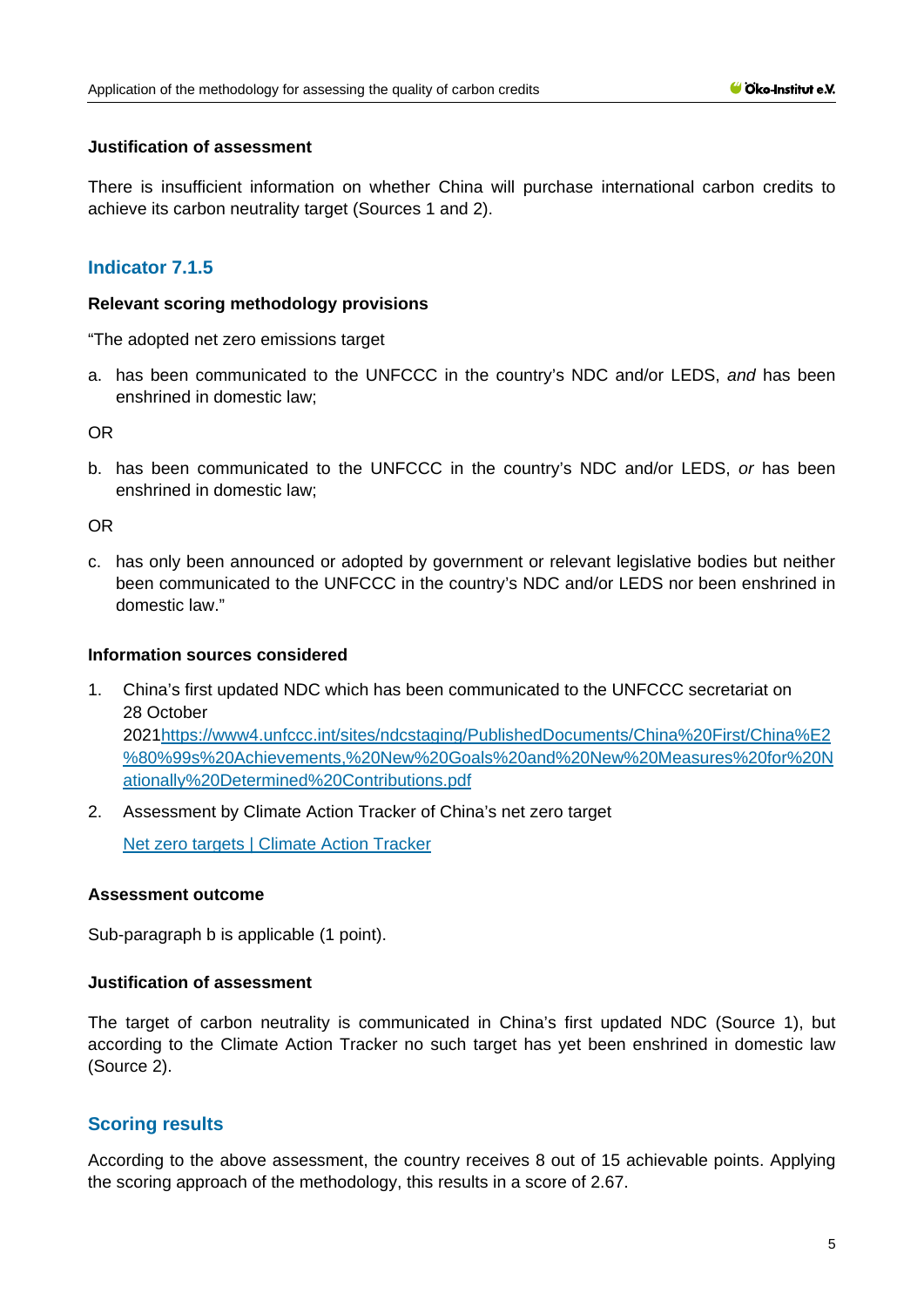#### Justification of assessment

There is insufficient information on whether China will purchase international carbon credits to achieve its carbon neutrality target (Sources 1 and 2).

### Indicator 7.1.5

#### Relevant scoring methodology provisions

“The adopted net zero emissions target

a. has been communicated to the UNFCCC in the country’s NDC and/or LEDS, *and* has been enshrined in domestic law;

OR

b. has been communicated to the UNFCCC in the country’s NDC and/or LEDS, *or* has been enshrined in domestic law;

OR

c. has only been announced or adopted by government or relevant legislative bodies but neither been communicated to the UNFCCC in the country’s NDC and/or LEDS nor been enshrined in domestic law.”

#### Information sources considered

1. China’s first updated NDC which has been communicated to the UNFCCC secretariat on 28 October 2021[https://www4.unfccc.int/sites/ndcstaging/PublishedDocuments/China%20First/China%E2%80%99s%20Achievements,%20New%20Goals%20and%20New%20Measures%20for%20Nationally%20Determined%20Contributions.pdf](https://www4.unfccc.int/sites/ndcstaging/PublishedDocuments/China%20First/China%E2%80%99s%20Achievements,%20New%20Goals%20and%20New%20Measures%20for%20Nationally%20Determined%20Contributions.pdf)
2. Assessment by Climate Action Tracker of China’s net zero target

   Net zero targets | Climate Action Tracker

#### Assessment outcome

Sub-paragraph b is applicable (1 point).

#### Justification of assessment

The target of carbon neutrality is communicated in China’s first updated NDC (Source 1), but according to the Climate Action Tracker no such target has yet been enshrined in domestic law (Source 2).

### Scoring results

According to the above assessment, the country receives 8 out of 15 achievable points. Applying the scoring approach of the methodology, this results in a score of 2.67.